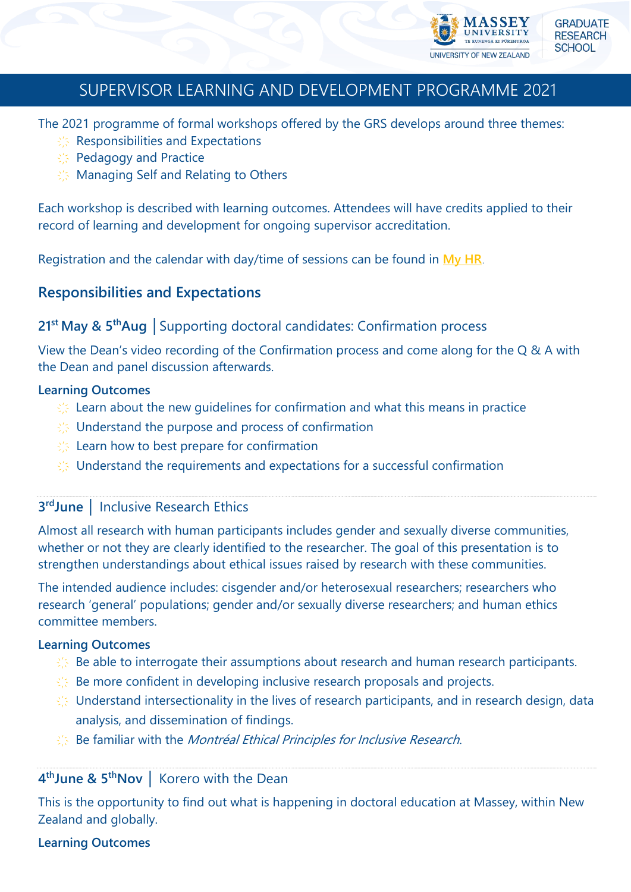# SUPERVISOR LEARNING AND DEVELOPMENT PROGRAMME 2021

The 2021 programme of formal workshops offered by the GRS develops around three themes:

- Responsibilities and Expectations
- Pedagogy and Practice
- Managing Self and Relating to Others

Each workshop is described with learning outcomes. Attendees will have credits applied to their record of learning and development for ongoing supervisor accreditation.

Registration and the calendar with day/time of sessions can be found in My HR.

## Responsibilities and Expectations

### 21st May & 5th Aug │Supporting doctoral candidates: Confirmation process

View the Dean's video recording of the Confirmation process and come along for the Q & A with the Dean and panel discussion afterwards.

**Learning Outcomes**

- Learn about the new guidelines for confirmation and what this means in practice
- Understand the purpose and process of confirmation
- Learn how to best prepare for confirmation
- Understand the requirements and expectations for a successful confirmation

### 3rd June │ Inclusive Research Ethics

Almost all research with human participants includes gender and sexually diverse communities, whether or not they are clearly identified to the researcher. The goal of this presentation is to strengthen understandings about ethical issues raised by research with these communities.

The intended audience includes: cisgender and/or heterosexual researchers; researchers who research 'general' populations; gender and/or sexually diverse researchers; and human ethics committee members.

**Learning Outcomes**

- Be able to interrogate their assumptions about research and human research participants.
- Be more confident in developing inclusive research proposals and projects.
- Understand intersectionality in the lives of research participants, and in research design, data analysis, and dissemination of findings.
- Be familiar with the *Montréal Ethical Principles for Inclusive Research*.

### 4th June & 5th Nov │ Korero with the Dean

This is the opportunity to find out what is happening in doctoral education at Massey, within New Zealand and globally.

**Learning Outcomes**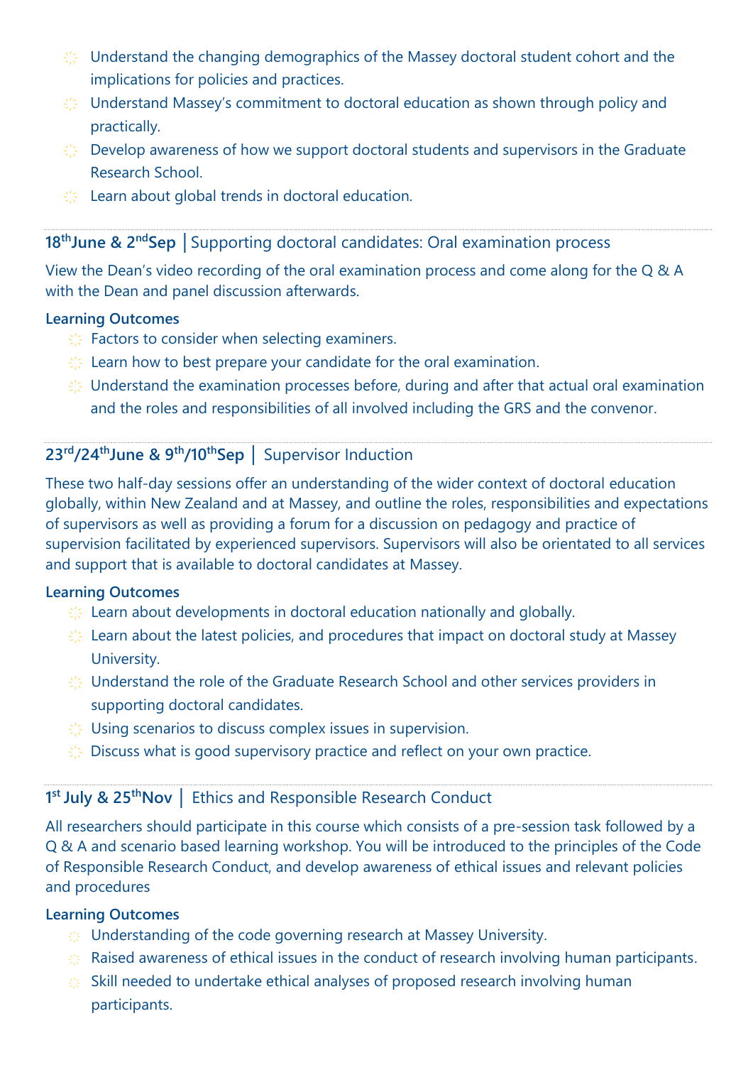- Understand the changing demographics of the Massey doctoral student cohort and the implications for policies and practices.
- Understand Massey's commitment to doctoral education as shown through policy and practically.
- Develop awareness of how we support doctoral students and supervisors in the Graduate Research School.
- Learn about global trends in doctoral education.

### 18th June & 2nd Sep │Supporting doctoral candidates: Oral examination process

View the Dean's video recording of the oral examination process and come along for the Q & A with the Dean and panel discussion afterwards.

**Learning Outcomes**

- Factors to consider when selecting examiners.
- Learn how to best prepare your candidate for the oral examination.
- Understand the examination processes before, during and after that actual oral examination and the roles and responsibilities of all involved including the GRS and the convenor.

### 23rd/24th June & 9th/10th Sep │ Supervisor Induction

These two half-day sessions offer an understanding of the wider context of doctoral education globally, within New Zealand and at Massey, and outline the roles, responsibilities and expectations of supervisors as well as providing a forum for a discussion on pedagogy and practice of supervision facilitated by experienced supervisors. Supervisors will also be orientated to all services and support that is available to doctoral candidates at Massey.

**Learning Outcomes**

- Learn about developments in doctoral education nationally and globally.
- Learn about the latest policies, and procedures that impact on doctoral study at Massey University.
- Understand the role of the Graduate Research School and other services providers in supporting doctoral candidates.
- Using scenarios to discuss complex issues in supervision.
- Discuss what is good supervisory practice and reflect on your own practice.

### 1st July & 25th Nov │ Ethics and Responsible Research Conduct

All researchers should participate in this course which consists of a pre-session task followed by a Q & A and scenario based learning workshop. You will be introduced to the principles of the Code of Responsible Research Conduct, and develop awareness of ethical issues and relevant policies and procedures

**Learning Outcomes**

- Understanding of the code governing research at Massey University.
- Raised awareness of ethical issues in the conduct of research involving human participants.
- Skill needed to undertake ethical analyses of proposed research involving human participants.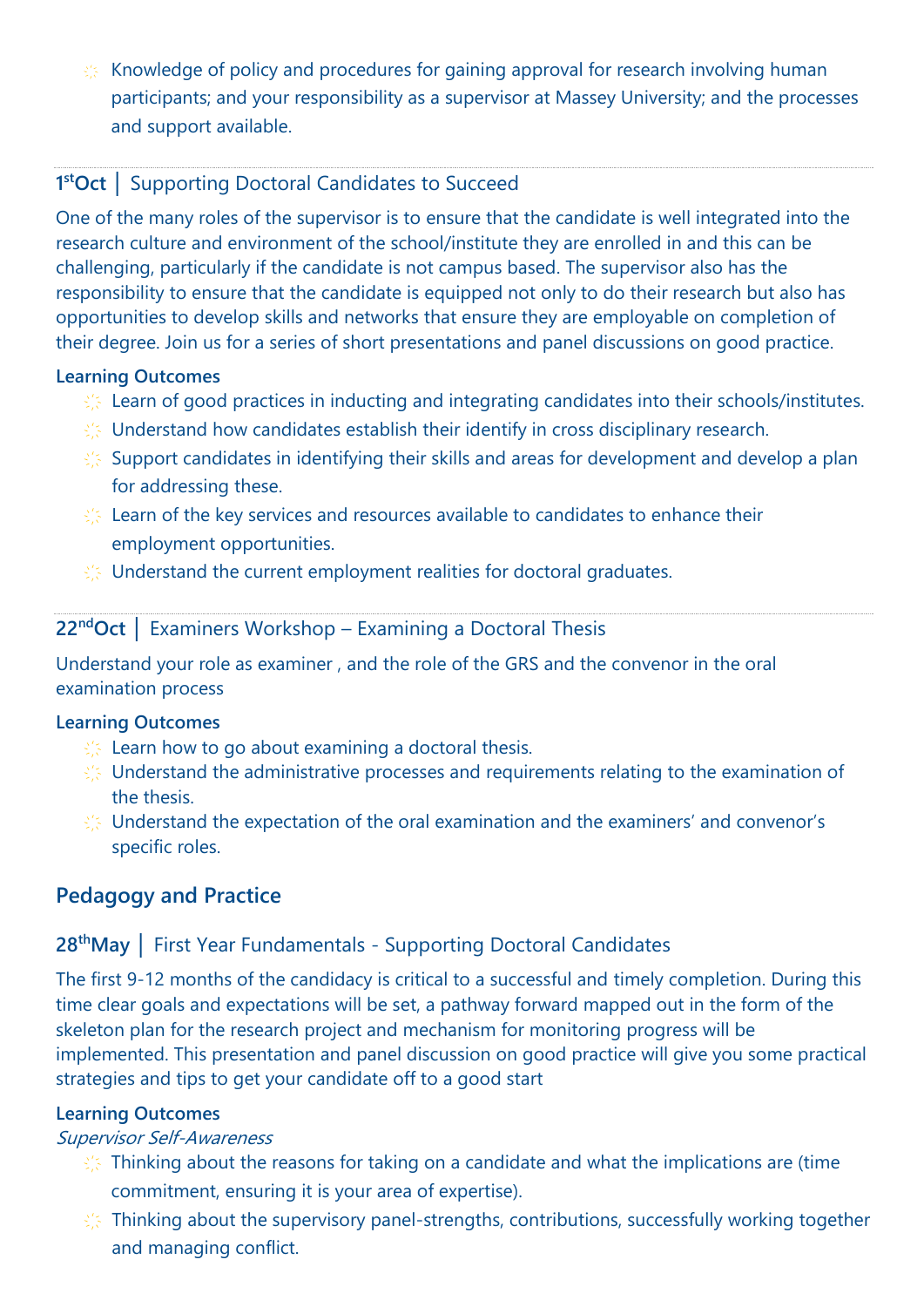- Knowledge of policy and procedures for gaining approval for research involving human participants; and your responsibility as a supervisor at Massey University; and the processes and support available.

### 1st Oct | Supporting Doctoral Candidates to Succeed

One of the many roles of the supervisor is to ensure that the candidate is well integrated into the research culture and environment of the school/institute they are enrolled in and this can be challenging, particularly if the candidate is not campus based. The supervisor also has the responsibility to ensure that the candidate is equipped not only to do their research but also has opportunities to develop skills and networks that ensure they are employable on completion of their degree. Join us for a series of short presentations and panel discussions on good practice.

**Learning Outcomes**

- Learn of good practices in inducting and integrating candidates into their schools/institutes.
- Understand how candidates establish their identify in cross disciplinary research.
- Support candidates in identifying their skills and areas for development and develop a plan for addressing these.
- Learn of the key services and resources available to candidates to enhance their employment opportunities.
- Understand the current employment realities for doctoral graduates.

### 22nd Oct | Examiners Workshop – Examining a Doctoral Thesis

Understand your role as examiner , and the role of the GRS and the convenor in the oral examination process

**Learning Outcomes**

- Learn how to go about examining a doctoral thesis.
- Understand the administrative processes and requirements relating to the examination of the thesis.
- Understand the expectation of the oral examination and the examiners' and convenor's specific roles.

## Pedagogy and Practice

### 28th May | First Year Fundamentals - Supporting Doctoral Candidates

The first 9-12 months of the candidacy is critical to a successful and timely completion. During this time clear goals and expectations will be set, a pathway forward mapped out in the form of the skeleton plan for the research project and mechanism for monitoring progress will be implemented. This presentation and panel discussion on good practice will give you some practical strategies and tips to get your candidate off to a good start

**Learning Outcomes**

*Supervisor Self-Awareness*

- Thinking about the reasons for taking on a candidate and what the implications are (time commitment, ensuring it is your area of expertise).
- Thinking about the supervisory panel-strengths, contributions, successfully working together and managing conflict.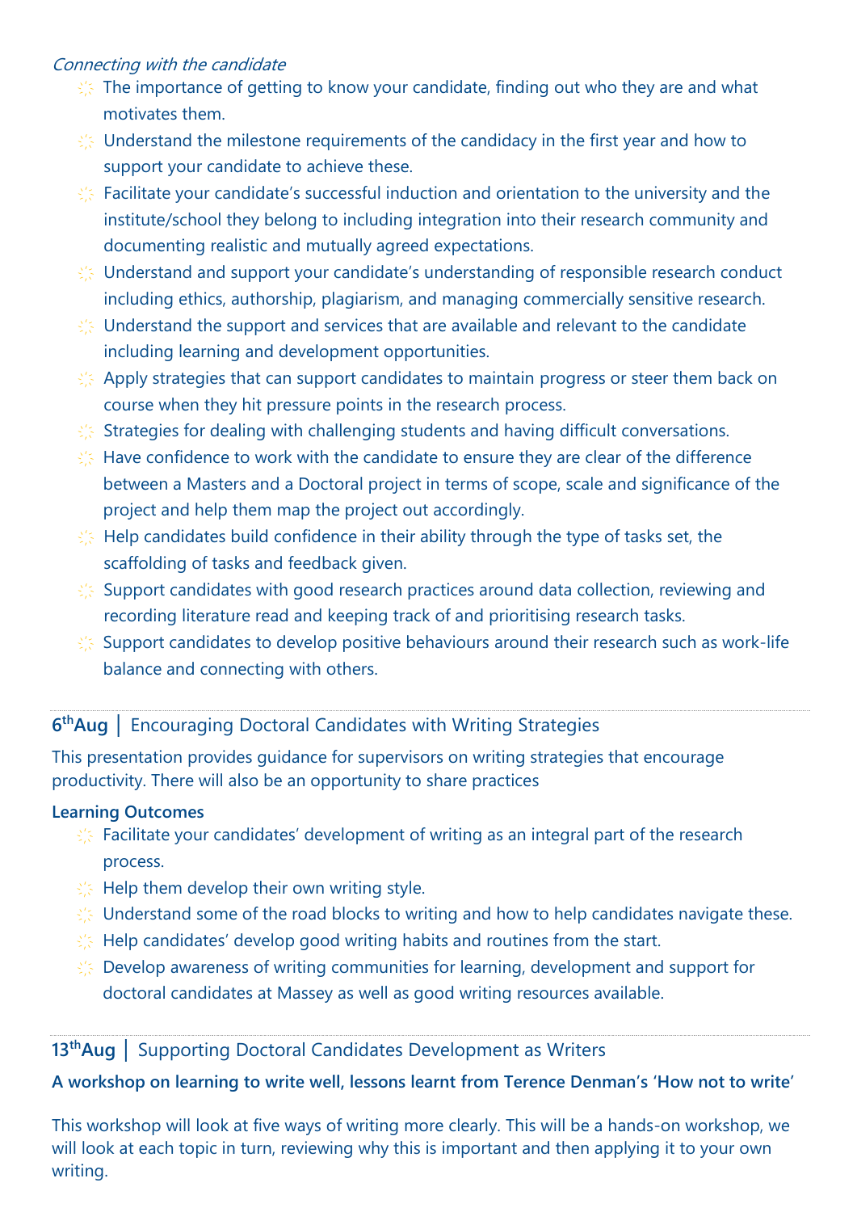*Connecting with the candidate*

- The importance of getting to know your candidate, finding out who they are and what motivates them.
- Understand the milestone requirements of the candidacy in the first year and how to support your candidate to achieve these.
- Facilitate your candidate's successful induction and orientation to the university and the institute/school they belong to including integration into their research community and documenting realistic and mutually agreed expectations.
- Understand and support your candidate's understanding of responsible research conduct including ethics, authorship, plagiarism, and managing commercially sensitive research.
- Understand the support and services that are available and relevant to the candidate including learning and development opportunities.
- Apply strategies that can support candidates to maintain progress or steer them back on course when they hit pressure points in the research process.
- Strategies for dealing with challenging students and having difficult conversations.
- Have confidence to work with the candidate to ensure they are clear of the difference between a Masters and a Doctoral project in terms of scope, scale and significance of the project and help them map the project out accordingly.
- Help candidates build confidence in their ability through the type of tasks set, the scaffolding of tasks and feedback given.
- Support candidates with good research practices around data collection, reviewing and recording literature read and keeping track of and prioritising research tasks.
- Support candidates to develop positive behaviours around their research such as work-life balance and connecting with others.

---

## 6th Aug | Encouraging Doctoral Candidates with Writing Strategies

This presentation provides guidance for supervisors on writing strategies that encourage productivity. There will also be an opportunity to share practices

**Learning Outcomes**

- Facilitate your candidates' development of writing as an integral part of the research process.
- Help them develop their own writing style.
- Understand some of the road blocks to writing and how to help candidates navigate these.
- Help candidates' develop good writing habits and routines from the start.
- Develop awareness of writing communities for learning, development and support for doctoral candidates at Massey as well as good writing resources available.

---

## 13th Aug | Supporting Doctoral Candidates Development as Writers

**A workshop on learning to write well, lessons learnt from Terence Denman's 'How not to write'**

This workshop will look at five ways of writing more clearly. This will be a hands-on workshop, we will look at each topic in turn, reviewing why this is important and then applying it to your own writing.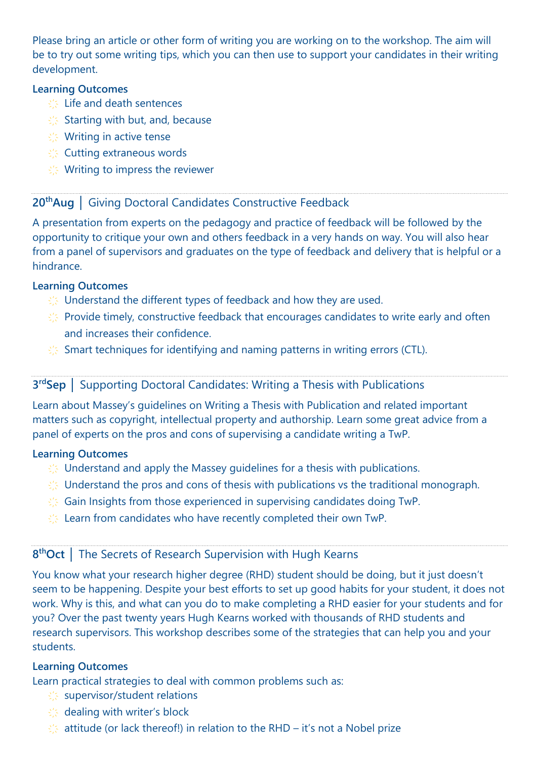Please bring an article or other form of writing you are working on to the workshop. The aim will be to try out some writing tips, which you can then use to support your candidates in their writing development.

**Learning Outcomes**

- Life and death sentences
- Starting with but, and, because
- Writing in active tense
- Cutting extraneous words
- Writing to impress the reviewer

## **20th Aug** | Giving Doctoral Candidates Constructive Feedback

A presentation from experts on the pedagogy and practice of feedback will be followed by the opportunity to critique your own and others feedback in a very hands on way. You will also hear from a panel of supervisors and graduates on the type of feedback and delivery that is helpful or a hindrance.

**Learning Outcomes**

- Understand the different types of feedback and how they are used.
- Provide timely, constructive feedback that encourages candidates to write early and often and increases their confidence.
- Smart techniques for identifying and naming patterns in writing errors (CTL).

## **3rd Sep** | Supporting Doctoral Candidates: Writing a Thesis with Publications

Learn about Massey's guidelines on Writing a Thesis with Publication and related important matters such as copyright, intellectual property and authorship. Learn some great advice from a panel of experts on the pros and cons of supervising a candidate writing a TwP.

**Learning Outcomes**

- Understand and apply the Massey guidelines for a thesis with publications.
- Understand the pros and cons of thesis with publications vs the traditional monograph.
- Gain Insights from those experienced in supervising candidates doing TwP.
- Learn from candidates who have recently completed their own TwP.

## **8th Oct** | The Secrets of Research Supervision with Hugh Kearns

You know what your research higher degree (RHD) student should be doing, but it just doesn't seem to be happening. Despite your best efforts to set up good habits for your student, it does not work. Why is this, and what can you do to make completing a RHD easier for your students and for you? Over the past twenty years Hugh Kearns worked with thousands of RHD students and research supervisors. This workshop describes some of the strategies that can help you and your students.

**Learning Outcomes**

Learn practical strategies to deal with common problems such as:

- supervisor/student relations
- dealing with writer's block
- attitude (or lack thereof!) in relation to the RHD – it's not a Nobel prize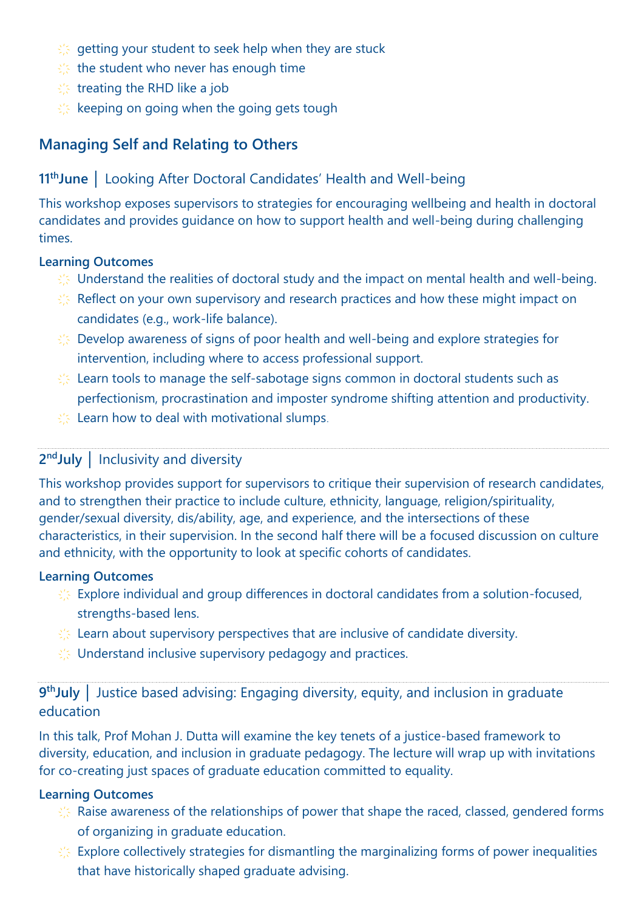- getting your student to seek help when they are stuck
- the student who never has enough time
- treating the RHD like a job
- keeping on going when the going gets tough

## Managing Self and Relating to Others

### 11th June | Looking After Doctoral Candidates' Health and Well-being

This workshop exposes supervisors to strategies for encouraging wellbeing and health in doctoral candidates and provides guidance on how to support health and well-being during challenging times.

**Learning Outcomes**

- Understand the realities of doctoral study and the impact on mental health and well-being.
- Reflect on your own supervisory and research practices and how these might impact on candidates (e.g., work-life balance).
- Develop awareness of signs of poor health and well-being and explore strategies for intervention, including where to access professional support.
- Learn tools to manage the self-sabotage signs common in doctoral students such as perfectionism, procrastination and imposter syndrome shifting attention and productivity.
- Learn how to deal with motivational slumps.

### 2nd July | Inclusivity and diversity

This workshop provides support for supervisors to critique their supervision of research candidates, and to strengthen their practice to include culture, ethnicity, language, religion/spirituality, gender/sexual diversity, dis/ability, age, and experience, and the intersections of these characteristics, in their supervision. In the second half there will be a focused discussion on culture and ethnicity, with the opportunity to look at specific cohorts of candidates.

**Learning Outcomes**

- Explore individual and group differences in doctoral candidates from a solution-focused, strengths-based lens.
- Learn about supervisory perspectives that are inclusive of candidate diversity.
- Understand inclusive supervisory pedagogy and practices.

### 9th July | Justice based advising: Engaging diversity, equity, and inclusion in graduate education

In this talk, Prof Mohan J. Dutta will examine the key tenets of a justice-based framework to diversity, education, and inclusion in graduate pedagogy. The lecture will wrap up with invitations for co-creating just spaces of graduate education committed to equality.

**Learning Outcomes**

- Raise awareness of the relationships of power that shape the raced, classed, gendered forms of organizing in graduate education.
- Explore collectively strategies for dismantling the marginalizing forms of power inequalities that have historically shaped graduate advising.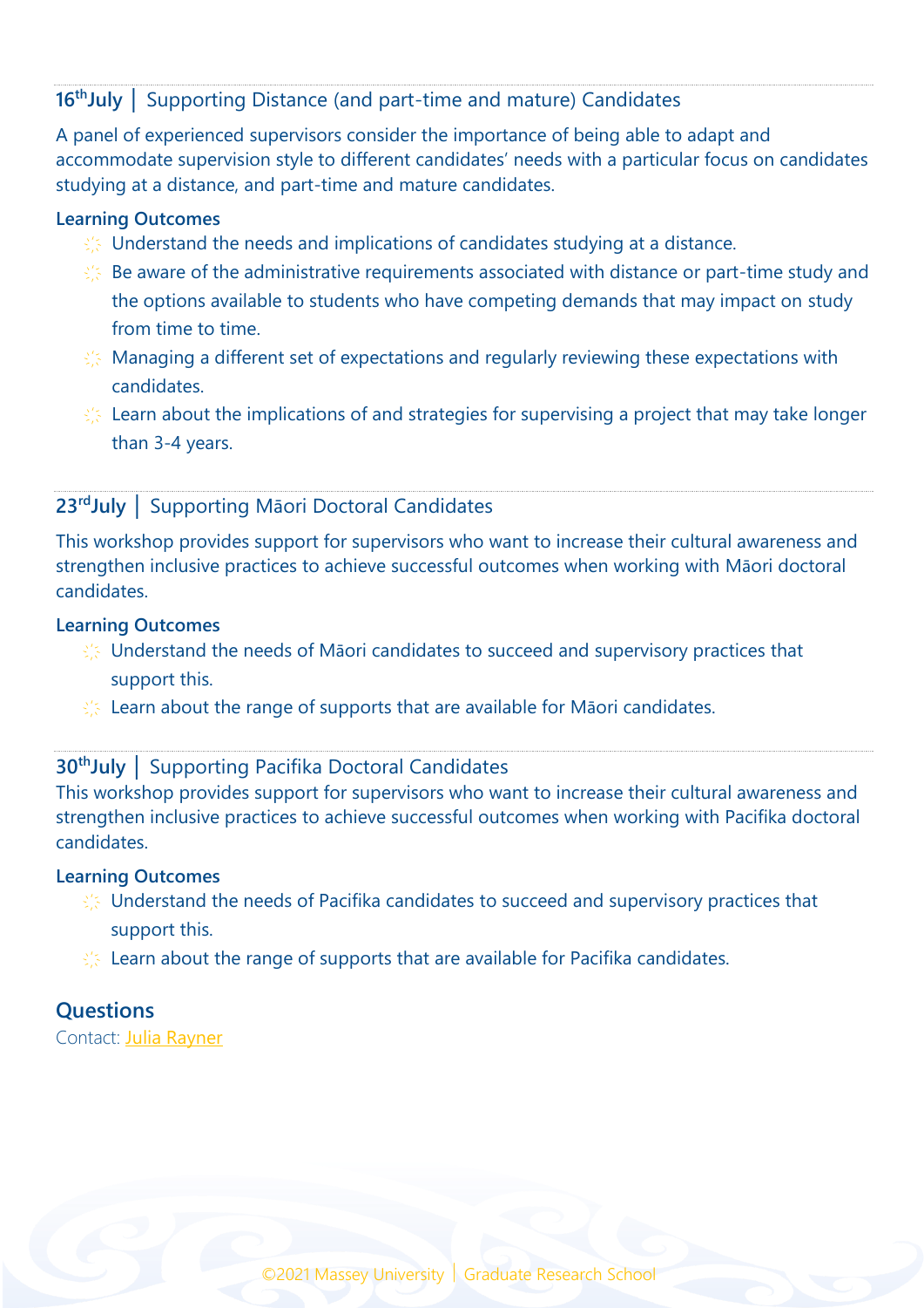### 16th July | Supporting Distance (and part-time and mature) Candidates

A panel of experienced supervisors consider the importance of being able to adapt and accommodate supervision style to different candidates' needs with a particular focus on candidates studying at a distance, and part-time and mature candidates.

**Learning Outcomes**

- Understand the needs and implications of candidates studying at a distance.
- Be aware of the administrative requirements associated with distance or part-time study and the options available to students who have competing demands that may impact on study from time to time.
- Managing a different set of expectations and regularly reviewing these expectations with candidates.
- Learn about the implications of and strategies for supervising a project that may take longer than 3-4 years.

### 23rd July | Supporting Māori Doctoral Candidates

This workshop provides support for supervisors who want to increase their cultural awareness and strengthen inclusive practices to achieve successful outcomes when working with Māori doctoral candidates.

**Learning Outcomes**

- Understand the needs of Māori candidates to succeed and supervisory practices that support this.
- Learn about the range of supports that are available for Māori candidates.

### 30th July | Supporting Pacifika Doctoral Candidates

This workshop provides support for supervisors who want to increase their cultural awareness and strengthen inclusive practices to achieve successful outcomes when working with Pacifika doctoral candidates.

**Learning Outcomes**

- Understand the needs of Pacifika candidates to succeed and supervisory practices that support this.
- Learn about the range of supports that are available for Pacifika candidates.

## Questions

Contact: Julia Rayner